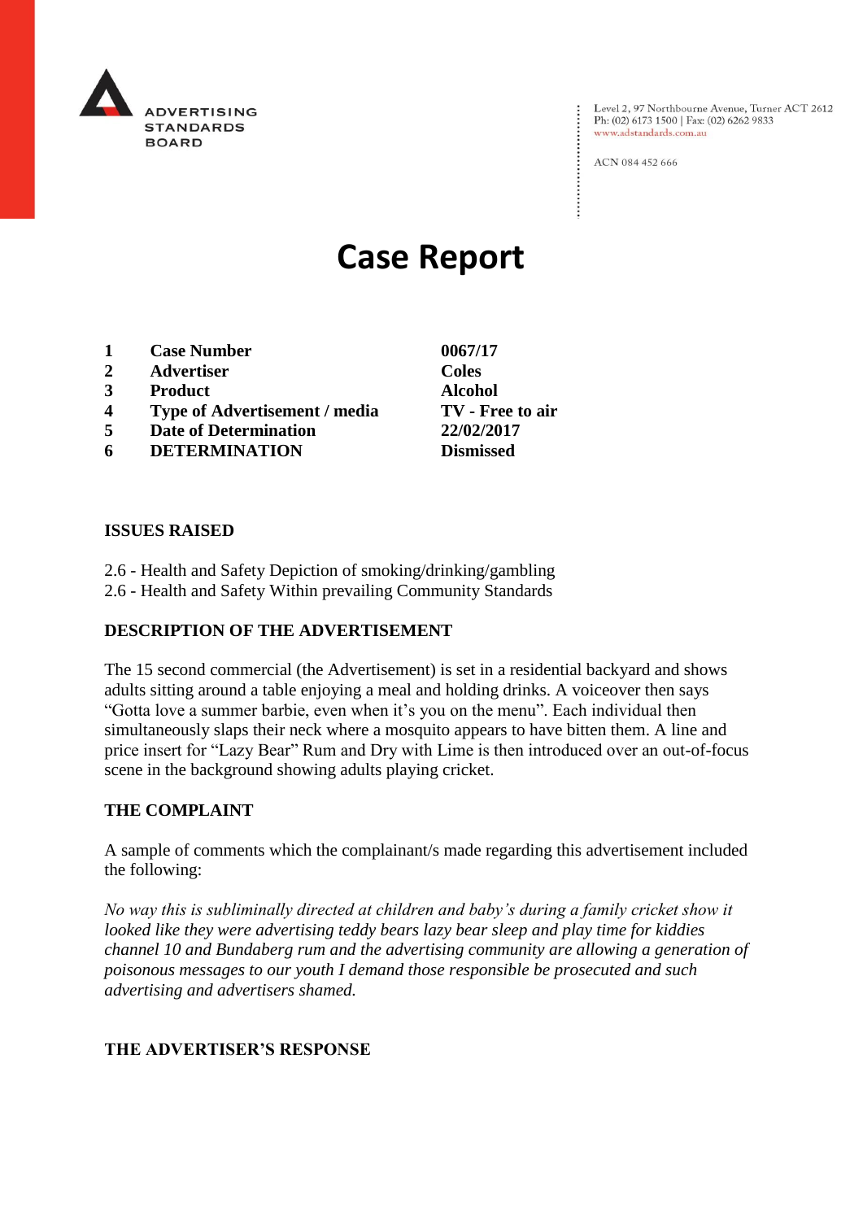ADVERTISING STANDARDS BOARD

Level 2, 97 Northbourne Avenue, Turner ACT 2612
Ph: (02) 6173 1500 | Fax: (02) 6262 9833
www.adstandards.com.au

ACN 084 452 666

# Case Report

| | | |
|---|---|---|
| **1** | **Case Number** | **0067/17** |
| **2** | **Advertiser** | **Coles** |
| **3** | **Product** | **Alcohol** |
| **4** | **Type of Advertisement / media** | **TV - Free to air** |
| **5** | **Date of Determination** | **22/02/2017** |
| **6** | **DETERMINATION** | **Dismissed** |

## ISSUES RAISED

2.6 - Health and Safety Depiction of smoking/drinking/gambling
2.6 - Health and Safety Within prevailing Community Standards

## DESCRIPTION OF THE ADVERTISEMENT

The 15 second commercial (the Advertisement) is set in a residential backyard and shows adults sitting around a table enjoying a meal and holding drinks. A voiceover then says "Gotta love a summer barbie, even when it's you on the menu". Each individual then simultaneously slaps their neck where a mosquito appears to have bitten them. A line and price insert for "Lazy Bear" Rum and Dry with Lime is then introduced over an out-of-focus scene in the background showing adults playing cricket.

## THE COMPLAINT

A sample of comments which the complainant/s made regarding this advertisement included the following:

*No way this is subliminally directed at children and baby's during a family cricket show it looked like they were advertising teddy bears lazy bear sleep and play time for kiddies channel 10 and Bundaberg rum and the advertising community are allowing a generation of poisonous messages to our youth I demand those responsible be prosecuted and such advertising and advertisers shamed.*

## THE ADVERTISER'S RESPONSE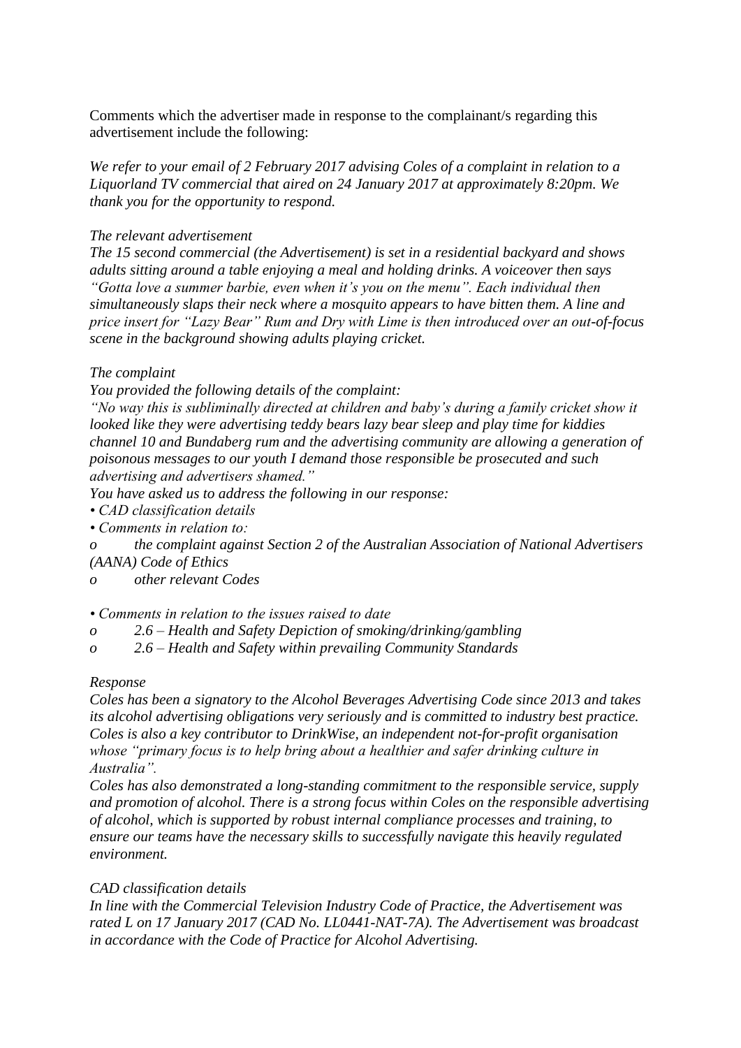Comments which the advertiser made in response to the complainant/s regarding this advertisement include the following:

*We refer to your email of 2 February 2017 advising Coles of a complaint in relation to a Liquorland TV commercial that aired on 24 January 2017 at approximately 8:20pm. We thank you for the opportunity to respond.*

*The relevant advertisement*
*The 15 second commercial (the Advertisement) is set in a residential backyard and shows adults sitting around a table enjoying a meal and holding drinks. A voiceover then says "Gotta love a summer barbie, even when it's you on the menu". Each individual then simultaneously slaps their neck where a mosquito appears to have bitten them. A line and price insert for "Lazy Bear" Rum and Dry with Lime is then introduced over an out-of-focus scene in the background showing adults playing cricket.*

*The complaint*
*You provided the following details of the complaint:*
*"No way this is subliminally directed at children and baby's during a family cricket show it looked like they were advertising teddy bears lazy bear sleep and play time for kiddies channel 10 and Bundaberg rum and the advertising community are allowing a generation of poisonous messages to our youth I demand those responsible be prosecuted and such advertising and advertisers shamed."*
*You have asked us to address the following in our response:*
*• CAD classification details*
*• Comments in relation to:*
*o the complaint against Section 2 of the Australian Association of National Advertisers (AANA) Code of Ethics*
*o other relevant Codes*

*• Comments in relation to the issues raised to date*
*o 2.6 – Health and Safety Depiction of smoking/drinking/gambling*
*o 2.6 – Health and Safety within prevailing Community Standards*

*Response*
*Coles has been a signatory to the Alcohol Beverages Advertising Code since 2013 and takes its alcohol advertising obligations very seriously and is committed to industry best practice. Coles is also a key contributor to DrinkWise, an independent not-for-profit organisation whose "primary focus is to help bring about a healthier and safer drinking culture in Australia".*
*Coles has also demonstrated a long-standing commitment to the responsible service, supply and promotion of alcohol. There is a strong focus within Coles on the responsible advertising of alcohol, which is supported by robust internal compliance processes and training, to ensure our teams have the necessary skills to successfully navigate this heavily regulated environment.*

*CAD classification details*
*In line with the Commercial Television Industry Code of Practice, the Advertisement was rated L on 17 January 2017 (CAD No. LL0441-NAT-7A). The Advertisement was broadcast in accordance with the Code of Practice for Alcohol Advertising.*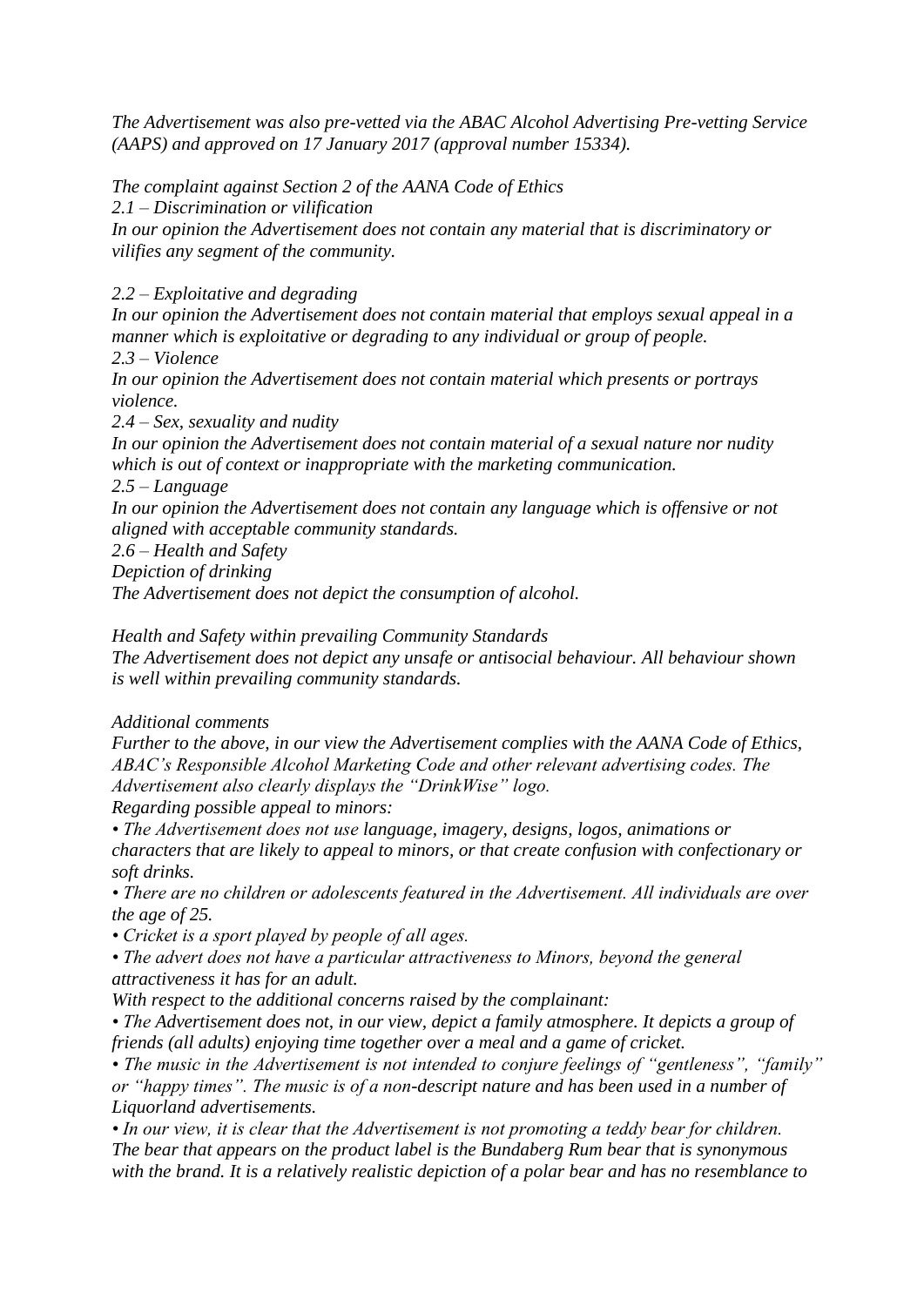*The Advertisement was also pre-vetted via the ABAC Alcohol Advertising Pre-vetting Service (AAPS) and approved on 17 January 2017 (approval number 15334).*

*The complaint against Section 2 of the AANA Code of Ethics*

*2.1 – Discrimination or vilification*

*In our opinion the Advertisement does not contain any material that is discriminatory or vilifies any segment of the community.*

*2.2 – Exploitative and degrading*

*In our opinion the Advertisement does not contain material that employs sexual appeal in a manner which is exploitative or degrading to any individual or group of people.*

*2.3 – Violence*

*In our opinion the Advertisement does not contain material which presents or portrays violence.*

*2.4 – Sex, sexuality and nudity*

*In our opinion the Advertisement does not contain material of a sexual nature nor nudity which is out of context or inappropriate with the marketing communication.*

*2.5 – Language*

*In our opinion the Advertisement does not contain any language which is offensive or not aligned with acceptable community standards.*

*2.6 – Health and Safety*

*Depiction of drinking*

*The Advertisement does not depict the consumption of alcohol.*

*Health and Safety within prevailing Community Standards*

*The Advertisement does not depict any unsafe or antisocial behaviour. All behaviour shown is well within prevailing community standards.*

*Additional comments*

*Further to the above, in our view the Advertisement complies with the AANA Code of Ethics, ABAC's Responsible Alcohol Marketing Code and other relevant advertising codes. The Advertisement also clearly displays the "DrinkWise" logo.*

*Regarding possible appeal to minors:*

*• The Advertisement does not use language, imagery, designs, logos, animations or characters that are likely to appeal to minors, or that create confusion with confectionary or soft drinks.*

*• There are no children or adolescents featured in the Advertisement. All individuals are over the age of 25.*

*• Cricket is a sport played by people of all ages.*

*• The advert does not have a particular attractiveness to Minors, beyond the general attractiveness it has for an adult.*

*With respect to the additional concerns raised by the complainant:*

*• The Advertisement does not, in our view, depict a family atmosphere. It depicts a group of friends (all adults) enjoying time together over a meal and a game of cricket.*

*• The music in the Advertisement is not intended to conjure feelings of "gentleness", "family" or "happy times". The music is of a non-descript nature and has been used in a number of Liquorland advertisements.*

*• In our view, it is clear that the Advertisement is not promoting a teddy bear for children. The bear that appears on the product label is the Bundaberg Rum bear that is synonymous with the brand. It is a relatively realistic depiction of a polar bear and has no resemblance to*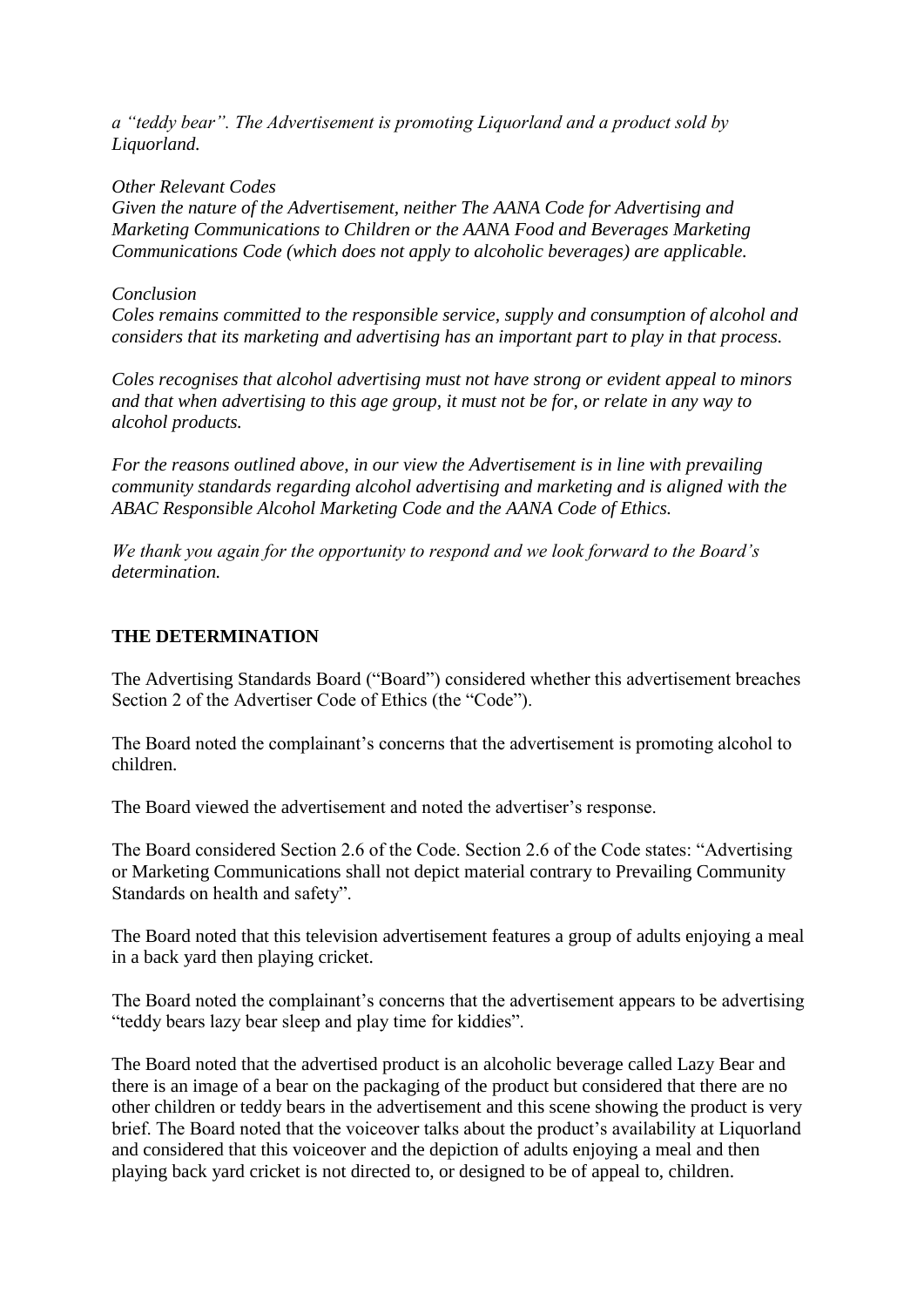*a "teddy bear". The Advertisement is promoting Liquorland and a product sold by Liquorland.*

*Other Relevant Codes*

*Given the nature of the Advertisement, neither The AANA Code for Advertising and Marketing Communications to Children or the AANA Food and Beverages Marketing Communications Code (which does not apply to alcoholic beverages) are applicable.*

*Conclusion*

*Coles remains committed to the responsible service, supply and consumption of alcohol and considers that its marketing and advertising has an important part to play in that process.*

*Coles recognises that alcohol advertising must not have strong or evident appeal to minors and that when advertising to this age group, it must not be for, or relate in any way to alcohol products.*

*For the reasons outlined above, in our view the Advertisement is in line with prevailing community standards regarding alcohol advertising and marketing and is aligned with the ABAC Responsible Alcohol Marketing Code and the AANA Code of Ethics.*

*We thank you again for the opportunity to respond and we look forward to the Board's determination.*

## THE DETERMINATION

The Advertising Standards Board ("Board") considered whether this advertisement breaches Section 2 of the Advertiser Code of Ethics (the "Code").

The Board noted the complainant's concerns that the advertisement is promoting alcohol to children.

The Board viewed the advertisement and noted the advertiser's response.

The Board considered Section 2.6 of the Code. Section 2.6 of the Code states: "Advertising or Marketing Communications shall not depict material contrary to Prevailing Community Standards on health and safety".

The Board noted that this television advertisement features a group of adults enjoying a meal in a back yard then playing cricket.

The Board noted the complainant's concerns that the advertisement appears to be advertising "teddy bears lazy bear sleep and play time for kiddies".

The Board noted that the advertised product is an alcoholic beverage called Lazy Bear and there is an image of a bear on the packaging of the product but considered that there are no other children or teddy bears in the advertisement and this scene showing the product is very brief. The Board noted that the voiceover talks about the product's availability at Liquorland and considered that this voiceover and the depiction of adults enjoying a meal and then playing back yard cricket is not directed to, or designed to be of appeal to, children.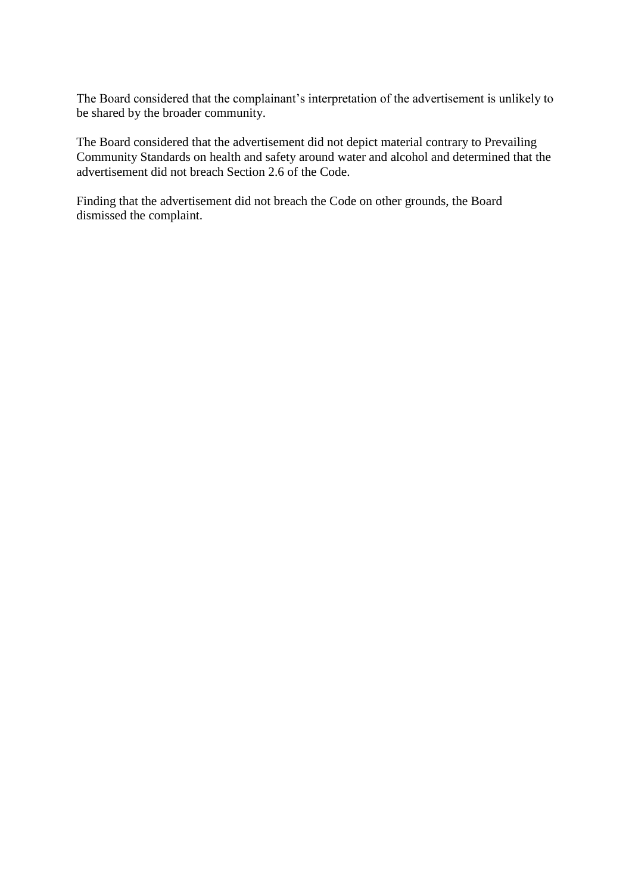The Board considered that the complainant's interpretation of the advertisement is unlikely to be shared by the broader community.

The Board considered that the advertisement did not depict material contrary to Prevailing Community Standards on health and safety around water and alcohol and determined that the advertisement did not breach Section 2.6 of the Code.

Finding that the advertisement did not breach the Code on other grounds, the Board dismissed the complaint.